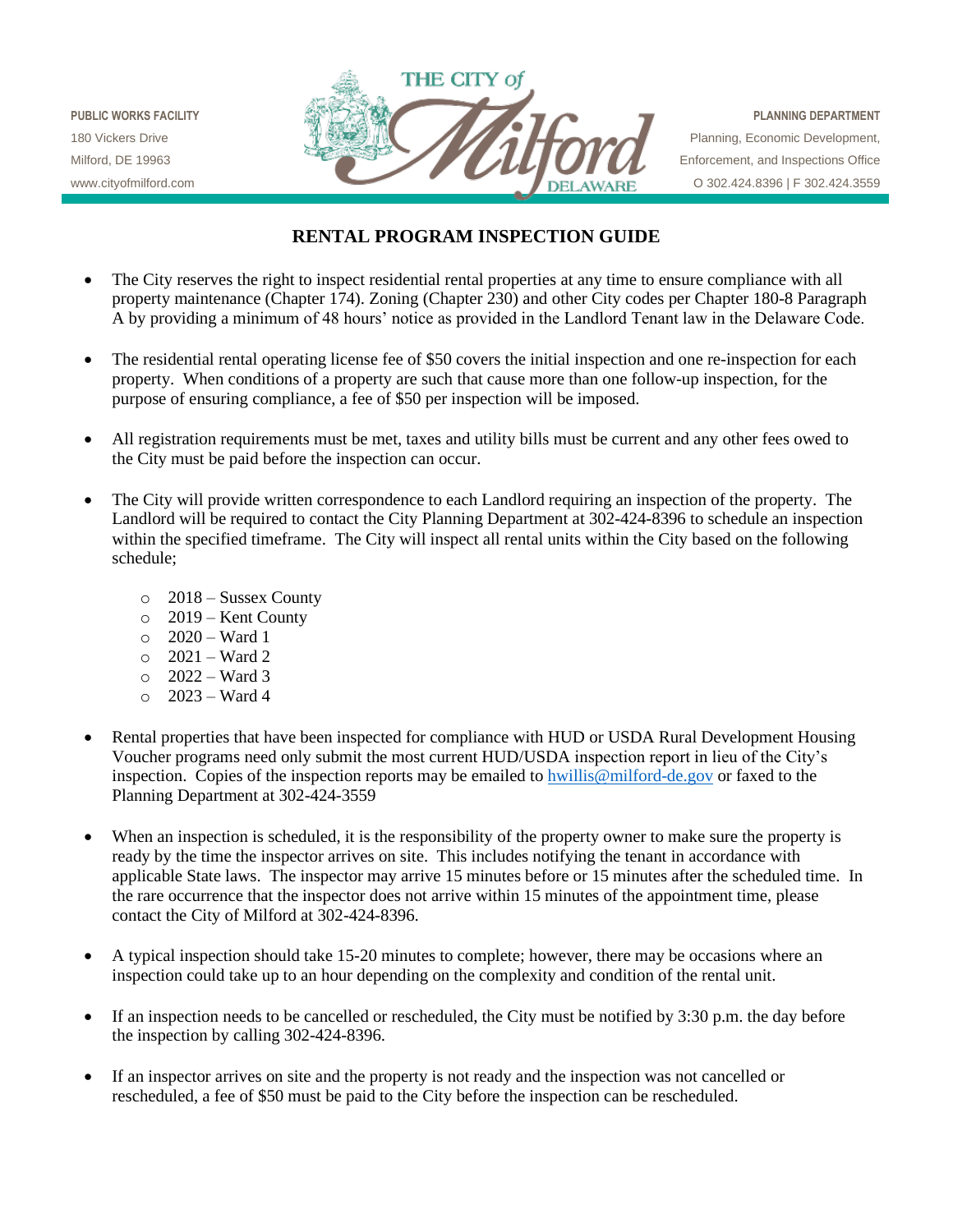PUBLIC WORKS FACILITY
180 Vickers Drive
Milford, DE 19963
www.cityofmilford.com

THE CITY of Milford DELAWARE

PLANNING DEPARTMENT
Planning, Economic Development,
Enforcement, and Inspections Office
O 302.424.8396 | F 302.424.3559

# RENTAL PROGRAM INSPECTION GUIDE

- The City reserves the right to inspect residential rental properties at any time to ensure compliance with all property maintenance (Chapter 174). Zoning (Chapter 230) and other City codes per Chapter 180-8 Paragraph A by providing a minimum of 48 hours' notice as provided in the Landlord Tenant law in the Delaware Code.

- The residential rental operating license fee of $50 covers the initial inspection and one re-inspection for each property. When conditions of a property are such that cause more than one follow-up inspection, for the purpose of ensuring compliance, a fee of $50 per inspection will be imposed.

- All registration requirements must be met, taxes and utility bills must be current and any other fees owed to the City must be paid before the inspection can occur.

- The City will provide written correspondence to each Landlord requiring an inspection of the property. The Landlord will be required to contact the City Planning Department at 302-424-8396 to schedule an inspection within the specified timeframe. The City will inspect all rental units within the City based on the following schedule;
  - 2018 – Sussex County
  - 2019 – Kent County
  - 2020 – Ward 1
  - 2021 – Ward 2
  - 2022 – Ward 3
  - 2023 – Ward 4

- Rental properties that have been inspected for compliance with HUD or USDA Rural Development Housing Voucher programs need only submit the most current HUD/USDA inspection report in lieu of the City's inspection. Copies of the inspection reports may be emailed to hwillis@milford-de.gov or faxed to the Planning Department at 302-424-3559

- When an inspection is scheduled, it is the responsibility of the property owner to make sure the property is ready by the time the inspector arrives on site. This includes notifying the tenant in accordance with applicable State laws. The inspector may arrive 15 minutes before or 15 minutes after the scheduled time. In the rare occurrence that the inspector does not arrive within 15 minutes of the appointment time, please contact the City of Milford at 302-424-8396.

- A typical inspection should take 15-20 minutes to complete; however, there may be occasions where an inspection could take up to an hour depending on the complexity and condition of the rental unit.

- If an inspection needs to be cancelled or rescheduled, the City must be notified by 3:30 p.m. the day before the inspection by calling 302-424-8396.

- If an inspector arrives on site and the property is not ready and the inspection was not cancelled or rescheduled, a fee of $50 must be paid to the City before the inspection can be rescheduled.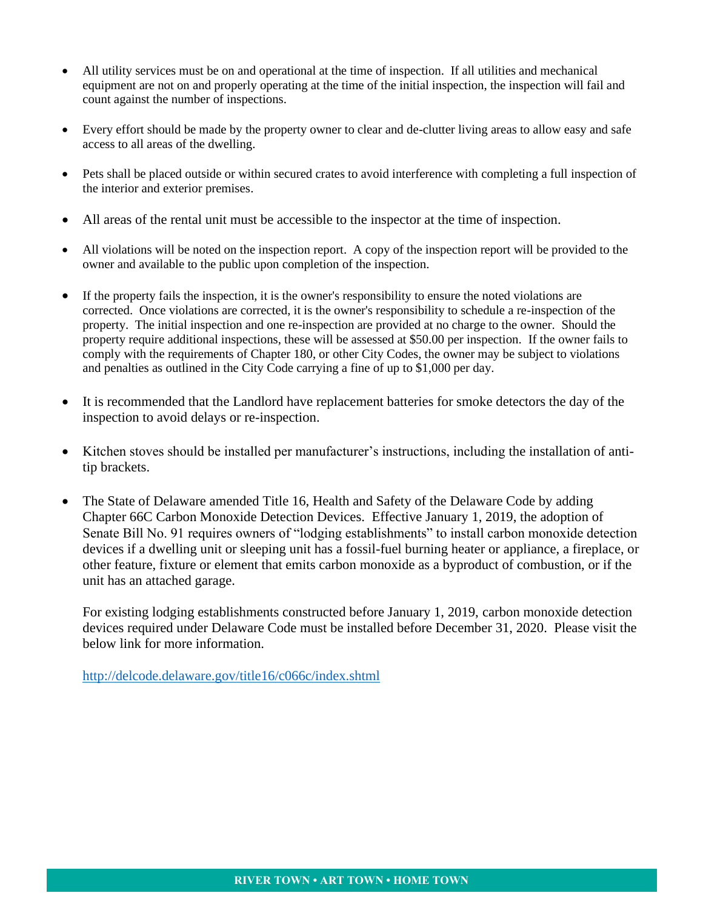- All utility services must be on and operational at the time of inspection. If all utilities and mechanical equipment are not on and properly operating at the time of the initial inspection, the inspection will fail and count against the number of inspections.

- Every effort should be made by the property owner to clear and de-clutter living areas to allow easy and safe access to all areas of the dwelling.

- Pets shall be placed outside or within secured crates to avoid interference with completing a full inspection of the interior and exterior premises.

- All areas of the rental unit must be accessible to the inspector at the time of inspection.

- All violations will be noted on the inspection report. A copy of the inspection report will be provided to the owner and available to the public upon completion of the inspection.

- If the property fails the inspection, it is the owner's responsibility to ensure the noted violations are corrected. Once violations are corrected, it is the owner's responsibility to schedule a re-inspection of the property. The initial inspection and one re-inspection are provided at no charge to the owner. Should the property require additional inspections, these will be assessed at $50.00 per inspection. If the owner fails to comply with the requirements of Chapter 180, or other City Codes, the owner may be subject to violations and penalties as outlined in the City Code carrying a fine of up to $1,000 per day.

- It is recommended that the Landlord have replacement batteries for smoke detectors the day of the inspection to avoid delays or re-inspection.

- Kitchen stoves should be installed per manufacturer's instructions, including the installation of anti-tip brackets.

- The State of Delaware amended Title 16, Health and Safety of the Delaware Code by adding Chapter 66C Carbon Monoxide Detection Devices. Effective January 1, 2019, the adoption of Senate Bill No. 91 requires owners of "lodging establishments" to install carbon monoxide detection devices if a dwelling unit or sleeping unit has a fossil-fuel burning heater or appliance, a fireplace, or other feature, fixture or element that emits carbon monoxide as a byproduct of combustion, or if the unit has an attached garage.

  For existing lodging establishments constructed before January 1, 2019, carbon monoxide detection devices required under Delaware Code must be installed before December 31, 2020. Please visit the below link for more information.

  http://delcode.delaware.gov/title16/c066c/index.shtml

RIVER TOWN • ART TOWN • HOME TOWN